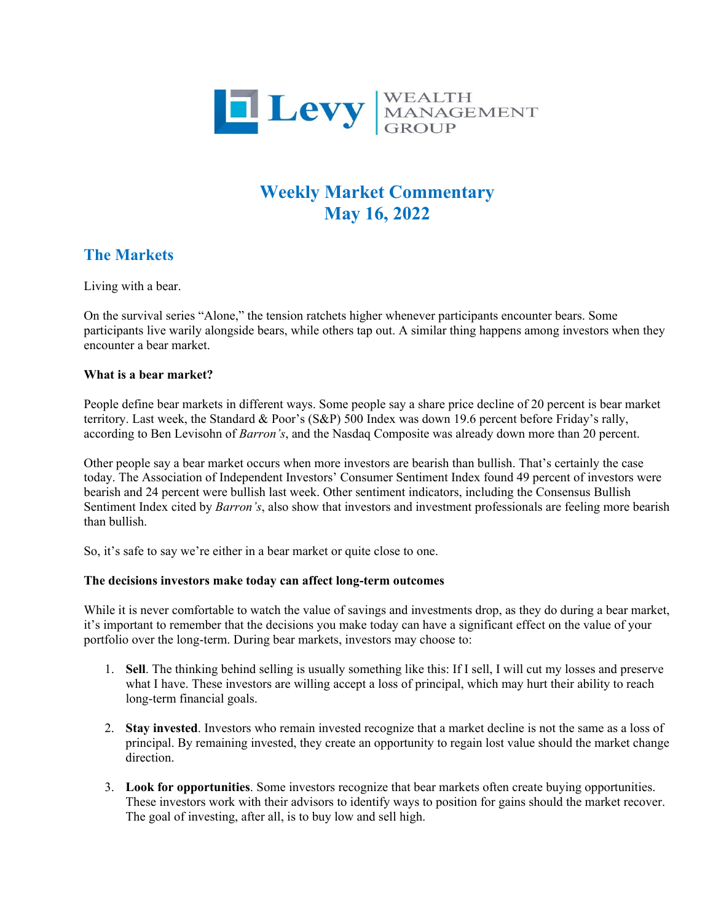Levy | WEALTH MANAGEMENT GROUP

# Weekly Market Commentary
# May 16, 2022

## The Markets

Living with a bear.

On the survival series "Alone," the tension ratchets higher whenever participants encounter bears. Some participants live warily alongside bears, while others tap out. A similar thing happens among investors when they encounter a bear market.

**What is a bear market?**

People define bear markets in different ways. Some people say a share price decline of 20 percent is bear market territory. Last week, the Standard & Poor's (S&P) 500 Index was down 19.6 percent before Friday's rally, according to Ben Levisohn of *Barron's*, and the Nasdaq Composite was already down more than 20 percent.

Other people say a bear market occurs when more investors are bearish than bullish. That's certainly the case today. The Association of Independent Investors' Consumer Sentiment Index found 49 percent of investors were bearish and 24 percent were bullish last week. Other sentiment indicators, including the Consensus Bullish Sentiment Index cited by *Barron's*, also show that investors and investment professionals are feeling more bearish than bullish.

So, it's safe to say we're either in a bear market or quite close to one.

**The decisions investors make today can affect long-term outcomes**

While it is never comfortable to watch the value of savings and investments drop, as they do during a bear market, it's important to remember that the decisions you make today can have a significant effect on the value of your portfolio over the long-term. During bear markets, investors may choose to:

1. **Sell**. The thinking behind selling is usually something like this: If I sell, I will cut my losses and preserve what I have. These investors are willing accept a loss of principal, which may hurt their ability to reach long-term financial goals.

2. **Stay invested**. Investors who remain invested recognize that a market decline is not the same as a loss of principal. By remaining invested, they create an opportunity to regain lost value should the market change direction.

3. **Look for opportunities**. Some investors recognize that bear markets often create buying opportunities. These investors work with their advisors to identify ways to position for gains should the market recover. The goal of investing, after all, is to buy low and sell high.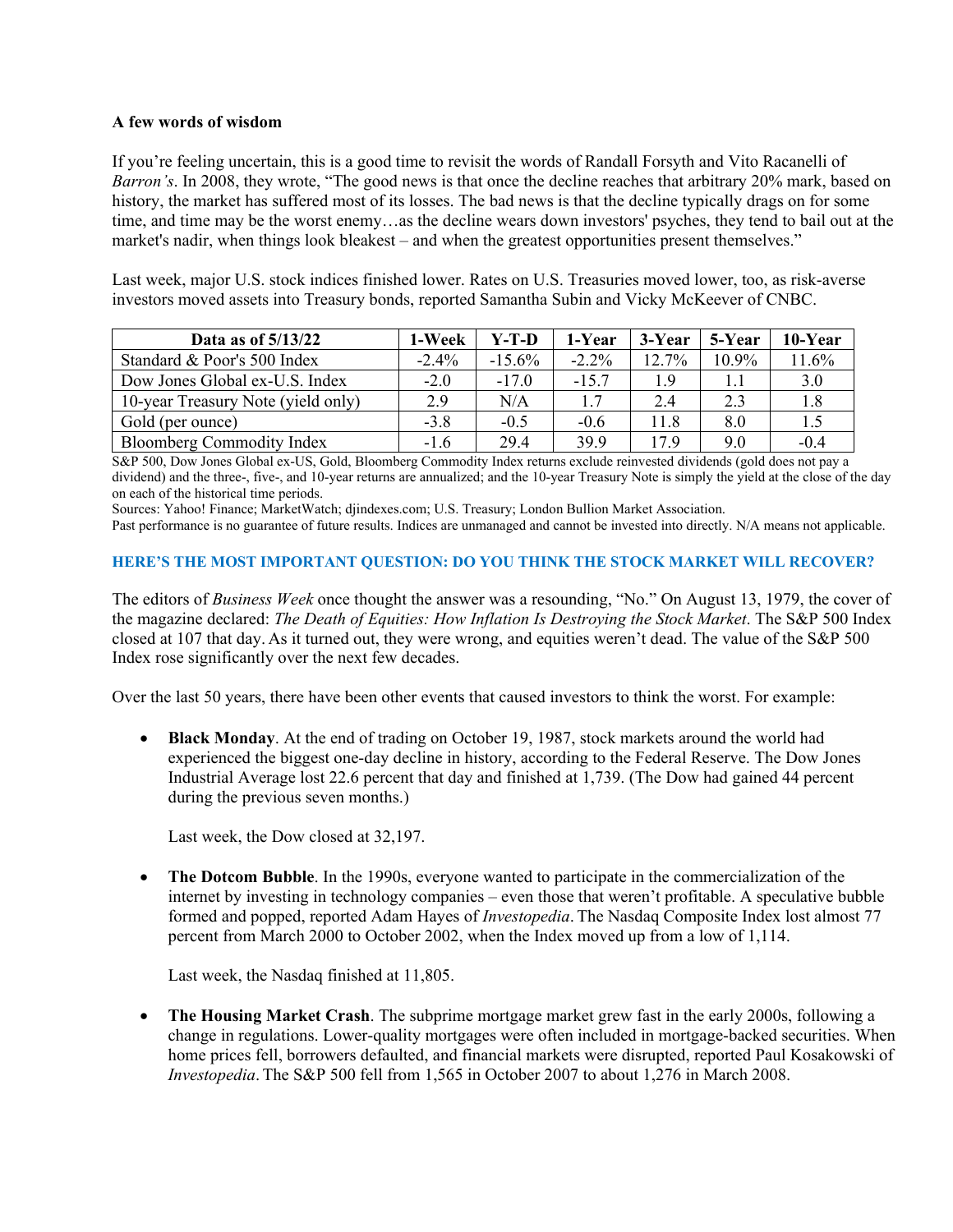**A few words of wisdom**

If you're feeling uncertain, this is a good time to revisit the words of Randall Forsyth and Vito Racanelli of *Barron's*. In 2008, they wrote, "The good news is that once the decline reaches that arbitrary 20% mark, based on history, the market has suffered most of its losses. The bad news is that the decline typically drags on for some time, and time may be the worst enemy…as the decline wears down investors' psyches, they tend to bail out at the market's nadir, when things look bleakest – and when the greatest opportunities present themselves."

Last week, major U.S. stock indices finished lower. Rates on U.S. Treasuries moved lower, too, as risk-averse investors moved assets into Treasury bonds, reported Samantha Subin and Vicky McKeever of CNBC.

| Data as of 5/13/22 | 1-Week | Y-T-D | 1-Year | 3-Year | 5-Year | 10-Year |
|---|---|---|---|---|---|---|
| Standard & Poor's 500 Index | -2.4% | -15.6% | -2.2% | 12.7% | 10.9% | 11.6% |
| Dow Jones Global ex-U.S. Index | -2.0 | -17.0 | -15.7 | 1.9 | 1.1 | 3.0 |
| 10-year Treasury Note (yield only) | 2.9 | N/A | 1.7 | 2.4 | 2.3 | 1.8 |
| Gold (per ounce) | -3.8 | -0.5 | -0.6 | 11.8 | 8.0 | 1.5 |
| Bloomberg Commodity Index | -1.6 | 29.4 | 39.9 | 17.9 | 9.0 | -0.4 |

S&P 500, Dow Jones Global ex-US, Gold, Bloomberg Commodity Index returns exclude reinvested dividends (gold does not pay a dividend) and the three-, five-, and 10-year returns are annualized; and the 10-year Treasury Note is simply the yield at the close of the day on each of the historical time periods.

Sources: Yahoo! Finance; MarketWatch; djindexes.com; U.S. Treasury; London Bullion Market Association.

Past performance is no guarantee of future results. Indices are unmanaged and cannot be invested into directly. N/A means not applicable.

**HERE'S THE MOST IMPORTANT QUESTION: DO YOU THINK THE STOCK MARKET WILL RECOVER?**

The editors of *Business Week* once thought the answer was a resounding, "No." On August 13, 1979, the cover of the magazine declared: *The Death of Equities: How Inflation Is Destroying the Stock Market*. The S&P 500 Index closed at 107 that day. As it turned out, they were wrong, and equities weren't dead. The value of the S&P 500 Index rose significantly over the next few decades.

Over the last 50 years, there have been other events that caused investors to think the worst. For example:

- **Black Monday**. At the end of trading on October 19, 1987, stock markets around the world had experienced the biggest one-day decline in history, according to the Federal Reserve. The Dow Jones Industrial Average lost 22.6 percent that day and finished at 1,739. (The Dow had gained 44 percent during the previous seven months.)

  Last week, the Dow closed at 32,197.

- **The Dotcom Bubble**. In the 1990s, everyone wanted to participate in the commercialization of the internet by investing in technology companies – even those that weren't profitable. A speculative bubble formed and popped, reported Adam Hayes of *Investopedia*. The Nasdaq Composite Index lost almost 77 percent from March 2000 to October 2002, when the Index moved up from a low of 1,114.

  Last week, the Nasdaq finished at 11,805.

- **The Housing Market Crash**. The subprime mortgage market grew fast in the early 2000s, following a change in regulations. Lower-quality mortgages were often included in mortgage-backed securities. When home prices fell, borrowers defaulted, and financial markets were disrupted, reported Paul Kosakowski of *Investopedia*. The S&P 500 fell from 1,565 in October 2007 to about 1,276 in March 2008.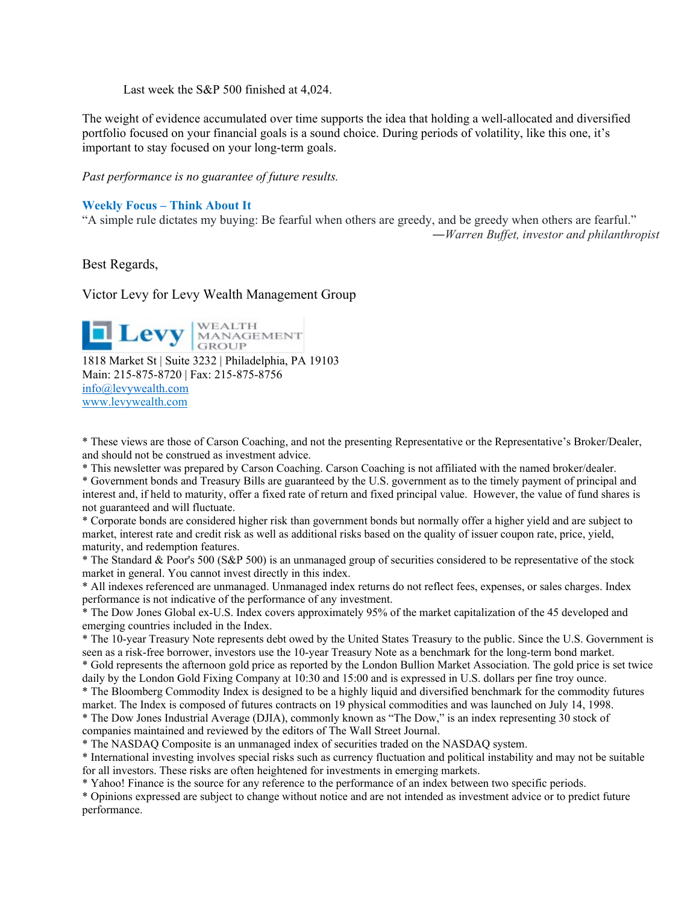Last week the S&P 500 finished at 4,024.

The weight of evidence accumulated over time supports the idea that holding a well-allocated and diversified portfolio focused on your financial goals is a sound choice. During periods of volatility, like this one, it's important to stay focused on your long-term goals.

*Past performance is no guarantee of future results.*

**Weekly Focus – Think About It**

"A simple rule dictates my buying: Be fearful when others are greedy, and be greedy when others are fearful."

—*Warren Buffet, investor and philanthropist*

Best Regards,

Victor Levy for Levy Wealth Management Group

Levy WEALTH MANAGEMENT GROUP

1818 Market St | Suite 3232 | Philadelphia, PA 19103
Main: 215-875-8720 | Fax: 215-875-8756
info@levywealth.com
www.levywealth.com

* These views are those of Carson Coaching, and not the presenting Representative or the Representative's Broker/Dealer, and should not be construed as investment advice.
* This newsletter was prepared by Carson Coaching. Carson Coaching is not affiliated with the named broker/dealer.
* Government bonds and Treasury Bills are guaranteed by the U.S. government as to the timely payment of principal and interest and, if held to maturity, offer a fixed rate of return and fixed principal value. However, the value of fund shares is not guaranteed and will fluctuate.
* Corporate bonds are considered higher risk than government bonds but normally offer a higher yield and are subject to market, interest rate and credit risk as well as additional risks based on the quality of issuer coupon rate, price, yield, maturity, and redemption features.
* The Standard & Poor's 500 (S&P 500) is an unmanaged group of securities considered to be representative of the stock market in general. You cannot invest directly in this index.
* All indexes referenced are unmanaged. Unmanaged index returns do not reflect fees, expenses, or sales charges. Index performance is not indicative of the performance of any investment.
* The Dow Jones Global ex-U.S. Index covers approximately 95% of the market capitalization of the 45 developed and emerging countries included in the Index.
* The 10-year Treasury Note represents debt owed by the United States Treasury to the public. Since the U.S. Government is seen as a risk-free borrower, investors use the 10-year Treasury Note as a benchmark for the long-term bond market.
* Gold represents the afternoon gold price as reported by the London Bullion Market Association. The gold price is set twice daily by the London Gold Fixing Company at 10:30 and 15:00 and is expressed in U.S. dollars per fine troy ounce.
* The Bloomberg Commodity Index is designed to be a highly liquid and diversified benchmark for the commodity futures market. The Index is composed of futures contracts on 19 physical commodities and was launched on July 14, 1998.
* The Dow Jones Industrial Average (DJIA), commonly known as "The Dow," is an index representing 30 stock of companies maintained and reviewed by the editors of The Wall Street Journal.
* The NASDAQ Composite is an unmanaged index of securities traded on the NASDAQ system.
* International investing involves special risks such as currency fluctuation and political instability and may not be suitable for all investors. These risks are often heightened for investments in emerging markets.
* Yahoo! Finance is the source for any reference to the performance of an index between two specific periods.
* Opinions expressed are subject to change without notice and are not intended as investment advice or to predict future performance.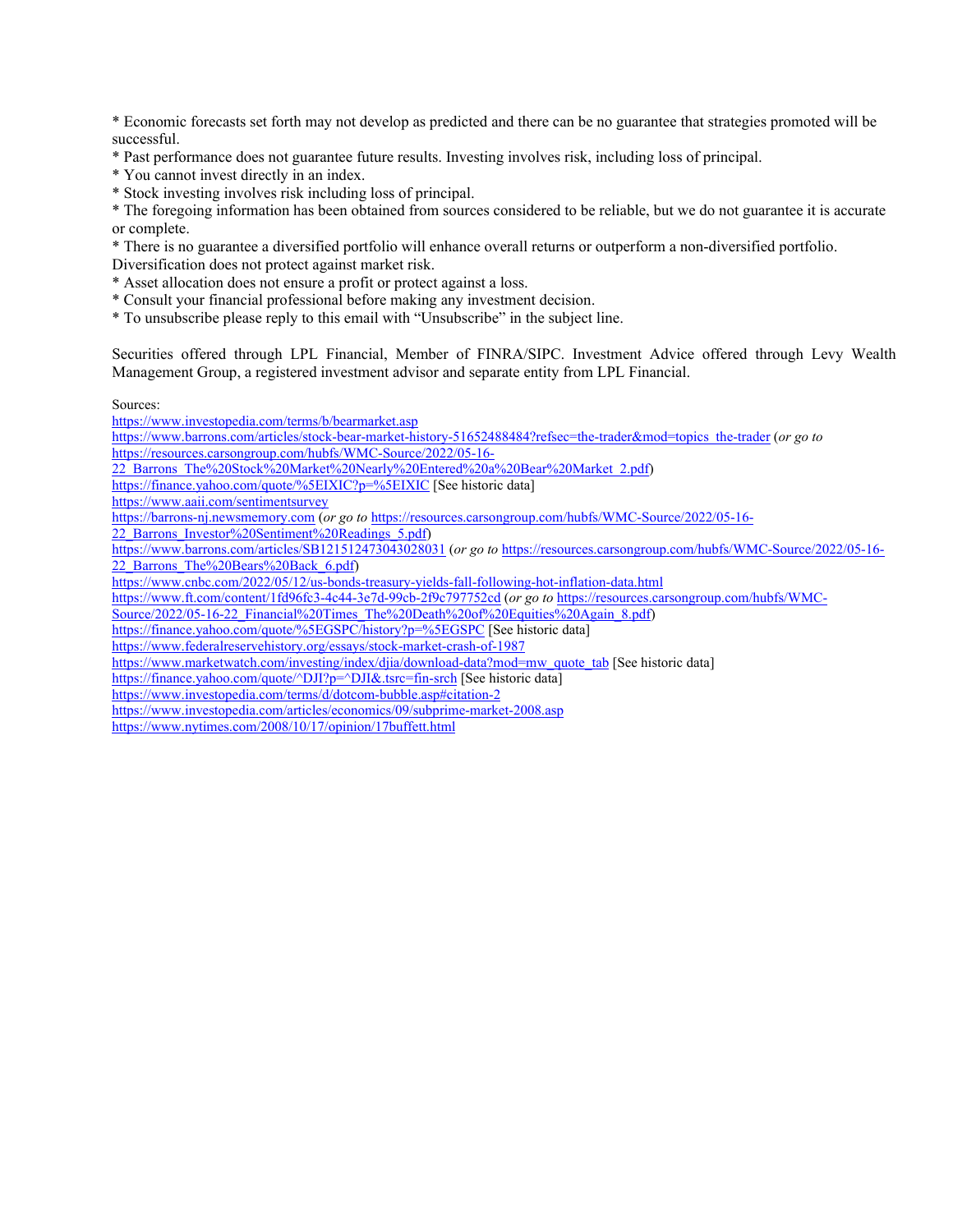* Economic forecasts set forth may not develop as predicted and there can be no guarantee that strategies promoted will be successful.
* Past performance does not guarantee future results. Investing involves risk, including loss of principal.
* You cannot invest directly in an index.
* Stock investing involves risk including loss of principal.
* The foregoing information has been obtained from sources considered to be reliable, but we do not guarantee it is accurate or complete.
* There is no guarantee a diversified portfolio will enhance overall returns or outperform a non-diversified portfolio. Diversification does not protect against market risk.
* Asset allocation does not ensure a profit or protect against a loss.
* Consult your financial professional before making any investment decision.
* To unsubscribe please reply to this email with "Unsubscribe" in the subject line.

Securities offered through LPL Financial, Member of FINRA/SIPC. Investment Advice offered through Levy Wealth Management Group, a registered investment advisor and separate entity from LPL Financial.

Sources:
https://www.investopedia.com/terms/b/bearmarket.asp
https://www.barrons.com/articles/stock-bear-market-history-51652488484?refsec=the-trader&mod=topics_the-trader (*or go to* https://resources.carsongroup.com/hubfs/WMC-Source/2022/05-16-22_Barrons_The%20Stock%20Market%20Nearly%20Entered%20a%20Bear%20Market_2.pdf)
https://finance.yahoo.com/quote/%5EIXIC?p=%5EIXIC [See historic data]
https://www.aaii.com/sentimentsurvey
https://barrons-nj.newsmemory.com (*or go to* https://resources.carsongroup.com/hubfs/WMC-Source/2022/05-16-22_Barrons_Investor%20Sentiment%20Readings_5.pdf)
https://www.barrons.com/articles/SB121512473043028031 (*or go to* https://resources.carsongroup.com/hubfs/WMC-Source/2022/05-16-22_Barrons_The%20Bears%20Back_6.pdf)
https://www.cnbc.com/2022/05/12/us-bonds-treasury-yields-fall-following-hot-inflation-data.html
https://www.ft.com/content/1fd96fc3-4c44-3e7d-99cb-2f9c797752cd (*or go to* https://resources.carsongroup.com/hubfs/WMC-Source/2022/05-16-22_Financial%20Times_The%20Death%20of%20Equities%20Again_8.pdf)
https://finance.yahoo.com/quote/%5EGSPC/history?p=%5EGSPC [See historic data]
https://www.federalreservehistory.org/essays/stock-market-crash-of-1987
https://www.marketwatch.com/investing/index/djia/download-data?mod=mw_quote_tab [See historic data]
https://finance.yahoo.com/quote/^DJI?p=^DJI&.tsrc=fin-srch [See historic data]
https://www.investopedia.com/terms/d/dotcom-bubble.asp#citation-2
https://www.investopedia.com/articles/economics/09/subprime-market-2008.asp
https://www.nytimes.com/2008/10/17/opinion/17buffett.html